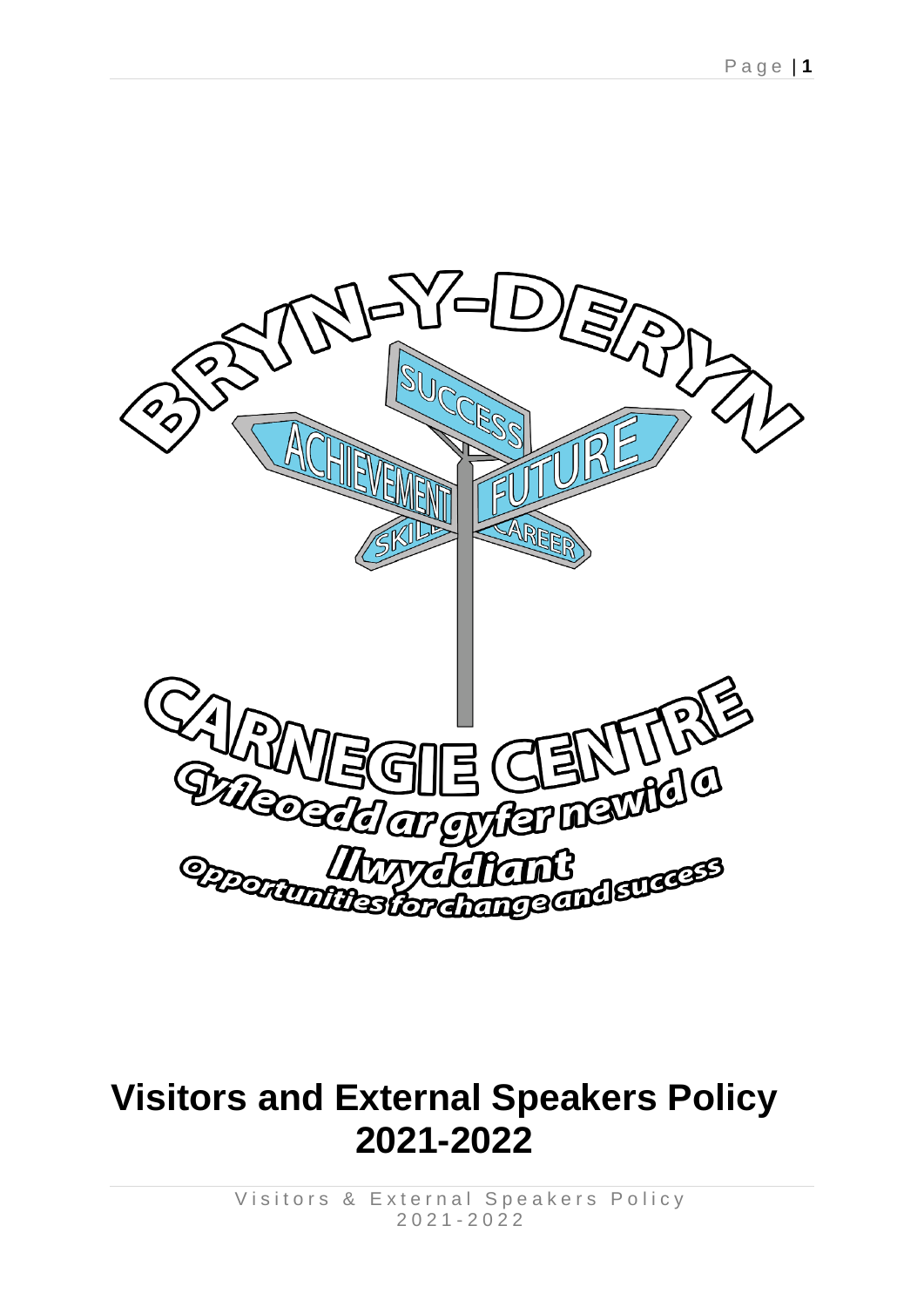BRYN-Y-DERYN

SUCCESS

ACHIEVEMENT

FUTURE

SKILL

CAREER

CARNEGIE CENTRE

Cyfleoedd ar gyfer newid a llwyddiant

Opportunities for change and success

# Visitors and External Speakers Policy 2021-2022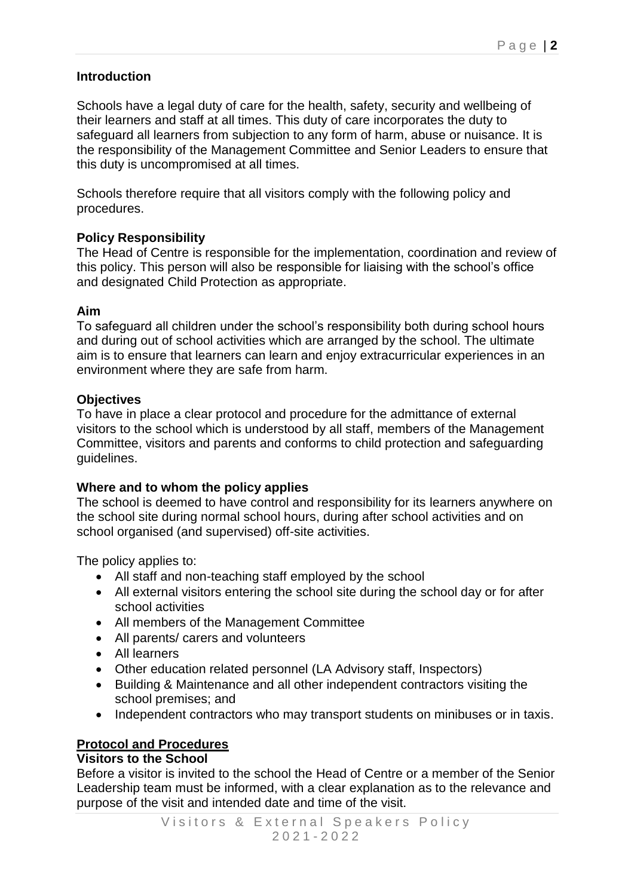**Introduction**

Schools have a legal duty of care for the health, safety, security and wellbeing of their learners and staff at all times. This duty of care incorporates the duty to safeguard all learners from subjection to any form of harm, abuse or nuisance. It is the responsibility of the Management Committee and Senior Leaders to ensure that this duty is uncompromised at all times.

Schools therefore require that all visitors comply with the following policy and procedures.

**Policy Responsibility**

The Head of Centre is responsible for the implementation, coordination and review of this policy. This person will also be responsible for liaising with the school's office and designated Child Protection as appropriate.

**Aim**

To safeguard all children under the school's responsibility both during school hours and during out of school activities which are arranged by the school. The ultimate aim is to ensure that learners can learn and enjoy extracurricular experiences in an environment where they are safe from harm.

**Objectives**

To have in place a clear protocol and procedure for the admittance of external visitors to the school which is understood by all staff, members of the Management Committee, visitors and parents and conforms to child protection and safeguarding guidelines.

**Where and to whom the policy applies**

The school is deemed to have control and responsibility for its learners anywhere on the school site during normal school hours, during after school activities and on school organised (and supervised) off-site activities.

The policy applies to:

- All staff and non-teaching staff employed by the school
- All external visitors entering the school site during the school day or for after school activities
- All members of the Management Committee
- All parents/ carers and volunteers
- All learners
- Other education related personnel (LA Advisory staff, Inspectors)
- Building & Maintenance and all other independent contractors visiting the school premises; and
- Independent contractors who may transport students on minibuses or in taxis.

**Protocol and Procedures**

**Visitors to the School**

Before a visitor is invited to the school the Head of Centre or a member of the Senior Leadership team must be informed, with a clear explanation as to the relevance and purpose of the visit and intended date and time of the visit.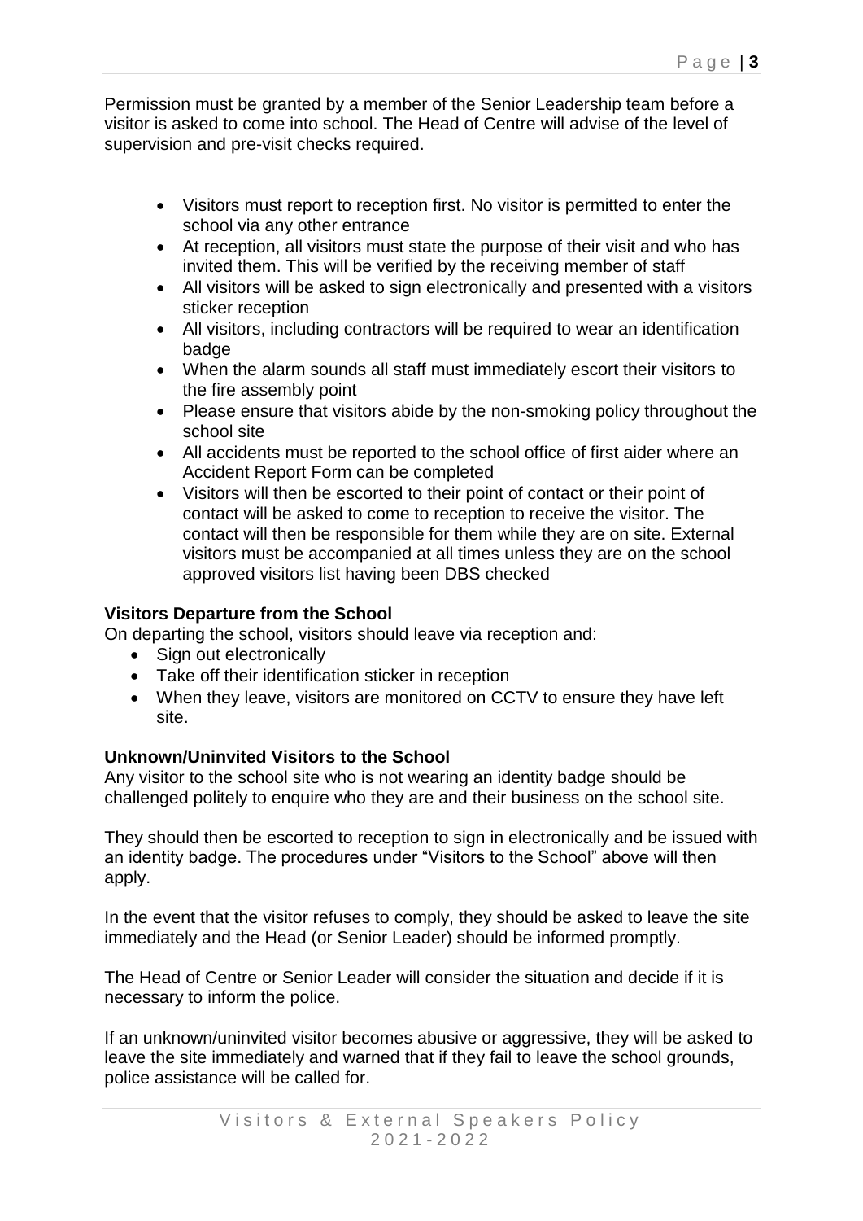Permission must be granted by a member of the Senior Leadership team before a visitor is asked to come into school. The Head of Centre will advise of the level of supervision and pre-visit checks required.

- Visitors must report to reception first. No visitor is permitted to enter the school via any other entrance
- At reception, all visitors must state the purpose of their visit and who has invited them. This will be verified by the receiving member of staff
- All visitors will be asked to sign electronically and presented with a visitors sticker reception
- All visitors, including contractors will be required to wear an identification badge
- When the alarm sounds all staff must immediately escort their visitors to the fire assembly point
- Please ensure that visitors abide by the non-smoking policy throughout the school site
- All accidents must be reported to the school office of first aider where an Accident Report Form can be completed
- Visitors will then be escorted to their point of contact or their point of contact will be asked to come to reception to receive the visitor. The contact will then be responsible for them while they are on site. External visitors must be accompanied at all times unless they are on the school approved visitors list having been DBS checked

**Visitors Departure from the School**

On departing the school, visitors should leave via reception and:

- Sign out electronically
- Take off their identification sticker in reception
- When they leave, visitors are monitored on CCTV to ensure they have left site.

**Unknown/Uninvited Visitors to the School**

Any visitor to the school site who is not wearing an identity badge should be challenged politely to enquire who they are and their business on the school site.

They should then be escorted to reception to sign in electronically and be issued with an identity badge. The procedures under "Visitors to the School" above will then apply.

In the event that the visitor refuses to comply, they should be asked to leave the site immediately and the Head (or Senior Leader) should be informed promptly.

The Head of Centre or Senior Leader will consider the situation and decide if it is necessary to inform the police.

If an unknown/uninvited visitor becomes abusive or aggressive, they will be asked to leave the site immediately and warned that if they fail to leave the school grounds, police assistance will be called for.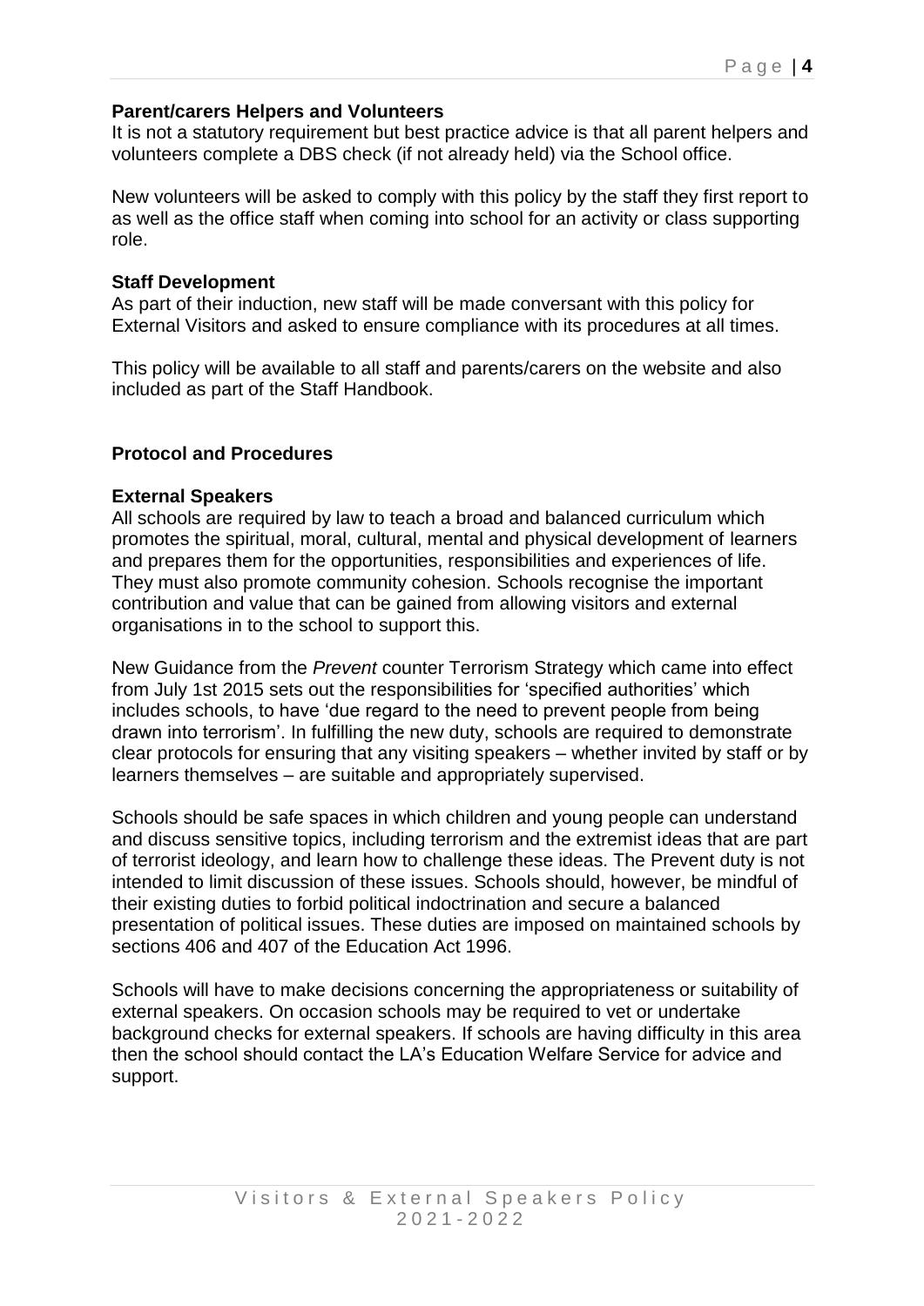**Parent/carers Helpers and Volunteers**

It is not a statutory requirement but best practice advice is that all parent helpers and volunteers complete a DBS check (if not already held) via the School office.

New volunteers will be asked to comply with this policy by the staff they first report to as well as the office staff when coming into school for an activity or class supporting role.

**Staff Development**

As part of their induction, new staff will be made conversant with this policy for External Visitors and asked to ensure compliance with its procedures at all times.

This policy will be available to all staff and parents/carers on the website and also included as part of the Staff Handbook.

**Protocol and Procedures**

**External Speakers**

All schools are required by law to teach a broad and balanced curriculum which promotes the spiritual, moral, cultural, mental and physical development of learners and prepares them for the opportunities, responsibilities and experiences of life. They must also promote community cohesion. Schools recognise the important contribution and value that can be gained from allowing visitors and external organisations in to the school to support this.

New Guidance from the *Prevent* counter Terrorism Strategy which came into effect from July 1st 2015 sets out the responsibilities for 'specified authorities' which includes schools, to have 'due regard to the need to prevent people from being drawn into terrorism'. In fulfilling the new duty, schools are required to demonstrate clear protocols for ensuring that any visiting speakers – whether invited by staff or by learners themselves – are suitable and appropriately supervised.

Schools should be safe spaces in which children and young people can understand and discuss sensitive topics, including terrorism and the extremist ideas that are part of terrorist ideology, and learn how to challenge these ideas. The Prevent duty is not intended to limit discussion of these issues. Schools should, however, be mindful of their existing duties to forbid political indoctrination and secure a balanced presentation of political issues. These duties are imposed on maintained schools by sections 406 and 407 of the Education Act 1996.

Schools will have to make decisions concerning the appropriateness or suitability of external speakers. On occasion schools may be required to vet or undertake background checks for external speakers. If schools are having difficulty in this area then the school should contact the LA's Education Welfare Service for advice and support.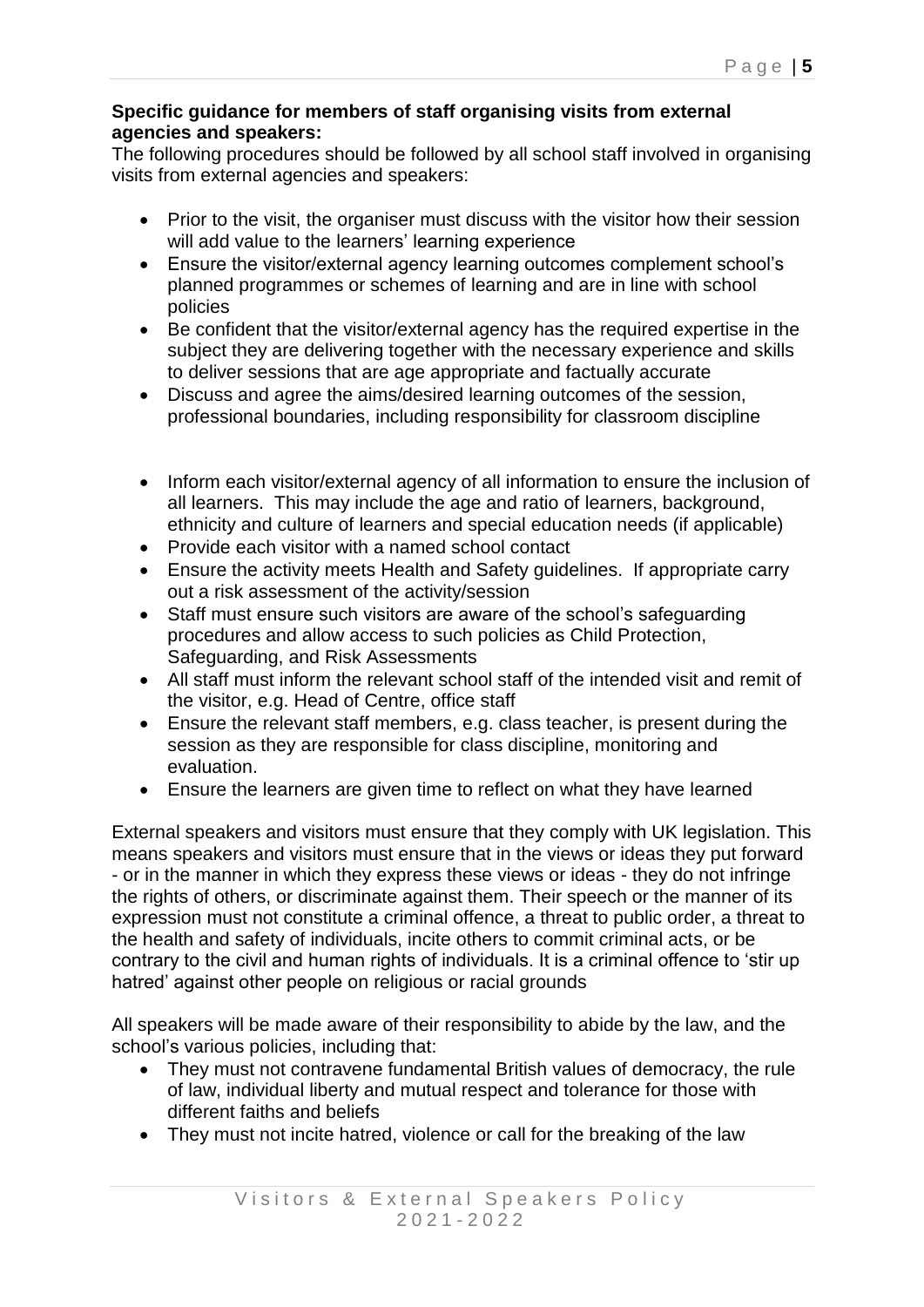**Specific guidance for members of staff organising visits from external agencies and speakers:**

The following procedures should be followed by all school staff involved in organising visits from external agencies and speakers:

- Prior to the visit, the organiser must discuss with the visitor how their session will add value to the learners' learning experience
- Ensure the visitor/external agency learning outcomes complement school's planned programmes or schemes of learning and are in line with school policies
- Be confident that the visitor/external agency has the required expertise in the subject they are delivering together with the necessary experience and skills to deliver sessions that are age appropriate and factually accurate
- Discuss and agree the aims/desired learning outcomes of the session, professional boundaries, including responsibility for classroom discipline
- Inform each visitor/external agency of all information to ensure the inclusion of all learners. This may include the age and ratio of learners, background, ethnicity and culture of learners and special education needs (if applicable)
- Provide each visitor with a named school contact
- Ensure the activity meets Health and Safety guidelines. If appropriate carry out a risk assessment of the activity/session
- Staff must ensure such visitors are aware of the school's safeguarding procedures and allow access to such policies as Child Protection, Safeguarding, and Risk Assessments
- All staff must inform the relevant school staff of the intended visit and remit of the visitor, e.g. Head of Centre, office staff
- Ensure the relevant staff members, e.g. class teacher, is present during the session as they are responsible for class discipline, monitoring and evaluation.
- Ensure the learners are given time to reflect on what they have learned

External speakers and visitors must ensure that they comply with UK legislation. This means speakers and visitors must ensure that in the views or ideas they put forward - or in the manner in which they express these views or ideas - they do not infringe the rights of others, or discriminate against them. Their speech or the manner of its expression must not constitute a criminal offence, a threat to public order, a threat to the health and safety of individuals, incite others to commit criminal acts, or be contrary to the civil and human rights of individuals. It is a criminal offence to 'stir up hatred' against other people on religious or racial grounds

All speakers will be made aware of their responsibility to abide by the law, and the school's various policies, including that:

- They must not contravene fundamental British values of democracy, the rule of law, individual liberty and mutual respect and tolerance for those with different faiths and beliefs
- They must not incite hatred, violence or call for the breaking of the law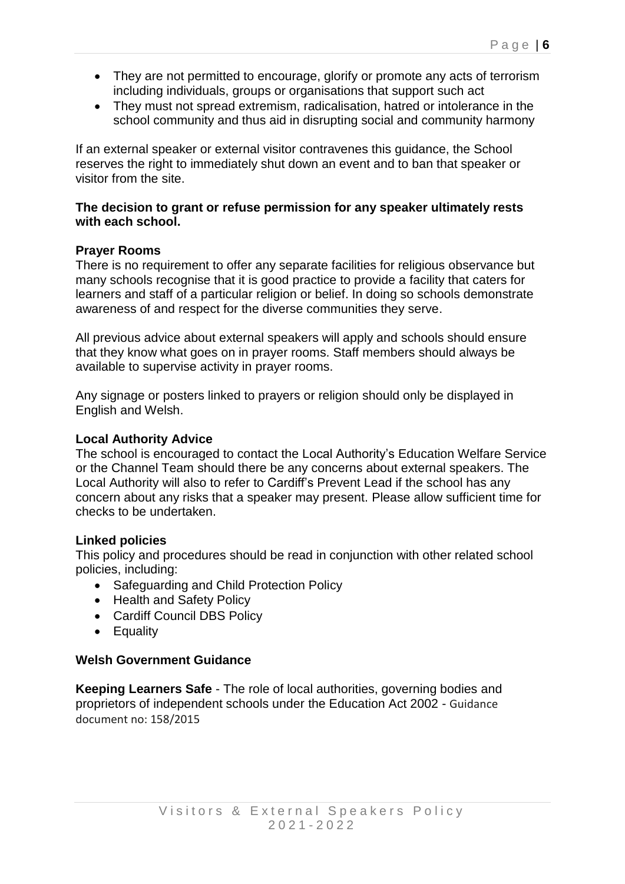- They are not permitted to encourage, glorify or promote any acts of terrorism including individuals, groups or organisations that support such act
- They must not spread extremism, radicalisation, hatred or intolerance in the school community and thus aid in disrupting social and community harmony

If an external speaker or external visitor contravenes this guidance, the School reserves the right to immediately shut down an event and to ban that speaker or visitor from the site.

**The decision to grant or refuse permission for any speaker ultimately rests with each school.**

**Prayer Rooms**

There is no requirement to offer any separate facilities for religious observance but many schools recognise that it is good practice to provide a facility that caters for learners and staff of a particular religion or belief. In doing so schools demonstrate awareness of and respect for the diverse communities they serve.

All previous advice about external speakers will apply and schools should ensure that they know what goes on in prayer rooms. Staff members should always be available to supervise activity in prayer rooms.

Any signage or posters linked to prayers or religion should only be displayed in English and Welsh.

**Local Authority Advice**

The school is encouraged to contact the Local Authority's Education Welfare Service or the Channel Team should there be any concerns about external speakers. The Local Authority will also to refer to Cardiff's Prevent Lead if the school has any concern about any risks that a speaker may present. Please allow sufficient time for checks to be undertaken.

**Linked policies**

This policy and procedures should be read in conjunction with other related school policies, including:

- Safeguarding and Child Protection Policy
- Health and Safety Policy
- Cardiff Council DBS Policy
- Equality

**Welsh Government Guidance**

**Keeping Learners Safe** - The role of local authorities, governing bodies and proprietors of independent schools under the Education Act 2002 - Guidance document no: 158/2015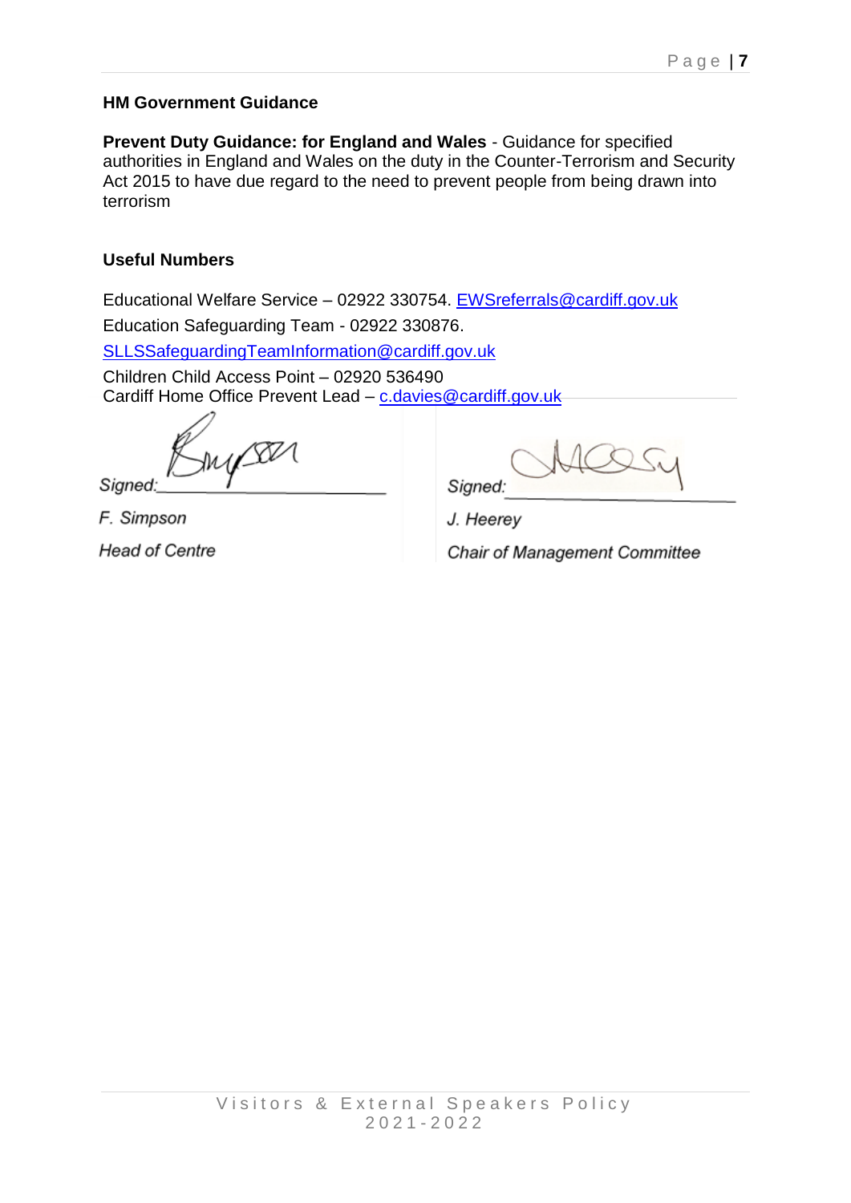## HM Government Guidance

**Prevent Duty Guidance: for England and Wales** - Guidance for specified authorities in England and Wales on the duty in the Counter-Terrorism and Security Act 2015 to have due regard to the need to prevent people from being drawn into terrorism

## Useful Numbers

Educational Welfare Service – 02922 330754. EWSreferrals@cardiff.gov.uk

Education Safeguarding Team - 02922 330876.

SLLSSafeguardingTeamInformation@cardiff.gov.uk

Children Child Access Point – 02920 536490
Cardiff Home Office Prevent Lead – c.davies@cardiff.gov.uk

*Signed:*\_\_\_\_\_\_\_\_\_\_\_\_\_\_\_\_\_\_\_\_\_\_\_\_

*F. Simpson*

*Head of Centre*

*Signed:*\_\_\_\_\_\_\_\_\_\_\_\_\_\_\_\_\_\_\_\_\_\_\_\_

*J. Heerey*

*Chair of Management Committee*